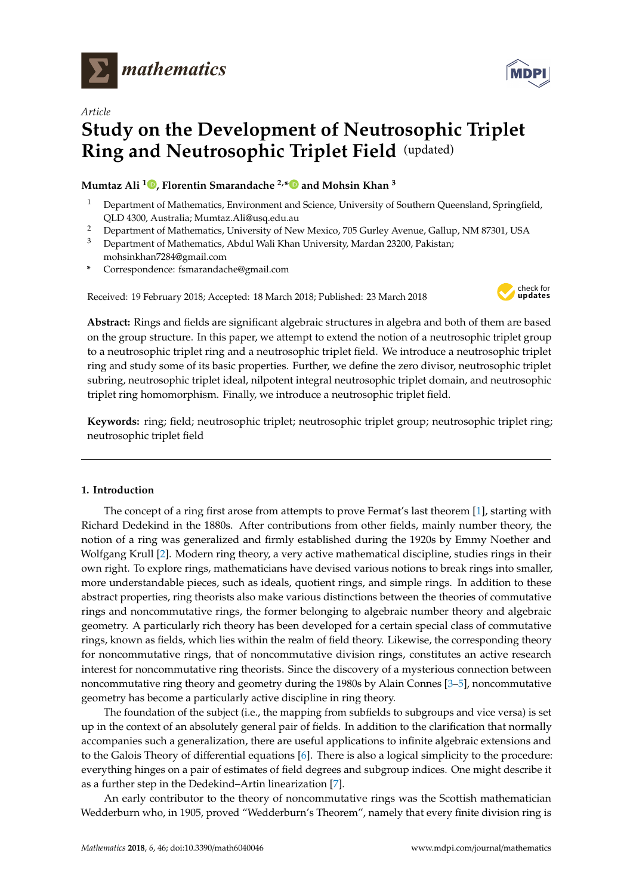*Article*

# Study on the Development of Neutrosophic Triplet Ring and Neutrosophic Triplet Field (updated)

**Mumtaz Ali [1], Florentin Smarandache [2,*] and Mohsin Khan [3]**

[1] Department of Mathematics, Environment and Science, University of Southern Queensland, Springfield, QLD 4300, Australia; Mumtaz.Ali@usq.edu.au

[2] Department of Mathematics, University of New Mexico, 705 Gurley Avenue, Gallup, NM 87301, USA

[3] Department of Mathematics, Abdul Wali Khan University, Mardan 23200, Pakistan; mohsinkhan7284@gmail.com

\* Correspondence: fsmarandache@gmail.com

Received: 19 February 2018; Accepted: 18 March 2018; Published: 23 March 2018

**Abstract:** Rings and fields are significant algebraic structures in algebra and both of them are based on the group structure. In this paper, we attempt to extend the notion of a neutrosophic triplet group to a neutrosophic triplet ring and a neutrosophic triplet field. We introduce a neutrosophic triplet ring and study some of its basic properties. Further, we define the zero divisor, neutrosophic triplet subring, neutrosophic triplet ideal, nilpotent integral neutrosophic triplet domain, and neutrosophic triplet ring homomorphism. Finally, we introduce a neutrosophic triplet field.

**Keywords:** ring; field; neutrosophic triplet; neutrosophic triplet group; neutrosophic triplet ring; neutrosophic triplet field

## 1. Introduction

The concept of a ring first arose from attempts to prove Fermat's last theorem [1], starting with Richard Dedekind in the 1880s. After contributions from other fields, mainly number theory, the notion of a ring was generalized and firmly established during the 1920s by Emmy Noether and Wolfgang Krull [2]. Modern ring theory, a very active mathematical discipline, studies rings in their own right. To explore rings, mathematicians have devised various notions to break rings into smaller, more understandable pieces, such as ideals, quotient rings, and simple rings. In addition to these abstract properties, ring theorists also make various distinctions between the theories of commutative rings and noncommutative rings, the former belonging to algebraic number theory and algebraic geometry. A particularly rich theory has been developed for a certain special class of commutative rings, known as fields, which lies within the realm of field theory. Likewise, the corresponding theory for noncommutative rings, that of noncommutative division rings, constitutes an active research interest for noncommutative ring theorists. Since the discovery of a mysterious connection between noncommutative ring theory and geometry during the 1980s by Alain Connes [3–5], noncommutative geometry has become a particularly active discipline in ring theory.

The foundation of the subject (i.e., the mapping from subfields to subgroups and vice versa) is set up in the context of an absolutely general pair of fields. In addition to the clarification that normally accompanies such a generalization, there are useful applications to infinite algebraic extensions and to the Galois Theory of differential equations [6]. There is also a logical simplicity to the procedure: everything hinges on a pair of estimates of field degrees and subgroup indices. One might describe it as a further step in the Dedekind–Artin linearization [7].

An early contributor to the theory of noncommutative rings was the Scottish mathematician Wedderburn who, in 1905, proved "Wedderburn's Theorem", namely that every finite division ring is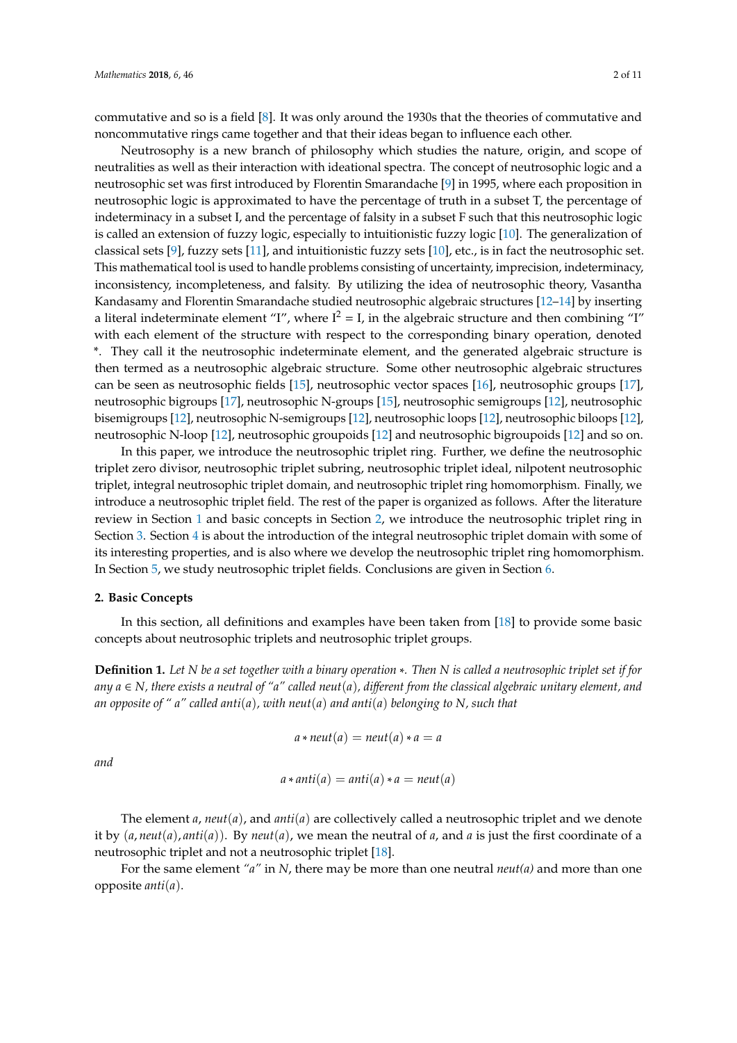commutative and so is a field [8]. It was only around the 1930s that the theories of commutative and noncommutative rings came together and that their ideas began to influence each other.

Neutrosophy is a new branch of philosophy which studies the nature, origin, and scope of neutralities as well as their interaction with ideational spectra. The concept of neutrosophic logic and a neutrosophic set was first introduced by Florentin Smarandache [9] in 1995, where each proposition in neutrosophic logic is approximated to have the percentage of truth in a subset T, the percentage of indeterminacy in a subset I, and the percentage of falsity in a subset F such that this neutrosophic logic is called an extension of fuzzy logic, especially to intuitionistic fuzzy logic [10]. The generalization of classical sets [9], fuzzy sets [11], and intuitionistic fuzzy sets [10], etc., is in fact the neutrosophic set. This mathematical tool is used to handle problems consisting of uncertainty, imprecision, indeterminacy, inconsistency, incompleteness, and falsity. By utilizing the idea of neutrosophic theory, Vasantha Kandasamy and Florentin Smarandache studied neutrosophic algebraic structures [12–14] by inserting a literal indeterminate element "I", where $I^2 = I$, in the algebraic structure and then combining "I" with each element of the structure with respect to the corresponding binary operation, denoted *. They call it the neutrosophic indeterminate element, and the generated algebraic structure is then termed as a neutrosophic algebraic structure. Some other neutrosophic algebraic structures can be seen as neutrosophic fields [15], neutrosophic vector spaces [16], neutrosophic groups [17], neutrosophic bigroups [17], neutrosophic N-groups [15], neutrosophic semigroups [12], neutrosophic bisemigroups [12], neutrosophic N-semigroups [12], neutrosophic loops [12], neutrosophic biloops [12], neutrosophic N-loop [12], neutrosophic groupoids [12] and neutrosophic bigroupoids [12] and so on.

In this paper, we introduce the neutrosophic triplet ring. Further, we define the neutrosophic triplet zero divisor, neutrosophic triplet subring, neutrosophic triplet ideal, nilpotent neutrosophic triplet, integral neutrosophic triplet domain, and neutrosophic triplet ring homomorphism. Finally, we introduce a neutrosophic triplet field. The rest of the paper is organized as follows. After the literature review in Section 1 and basic concepts in Section 2, we introduce the neutrosophic triplet ring in Section 3. Section 4 is about the introduction of the integral neutrosophic triplet domain with some of its interesting properties, and is also where we develop the neutrosophic triplet ring homomorphism. In Section 5, we study neutrosophic triplet fields. Conclusions are given in Section 6.

## 2. Basic Concepts

In this section, all definitions and examples have been taken from [18] to provide some basic concepts about neutrosophic triplets and neutrosophic triplet groups.

**Definition 1.** *Let N be a set together with a binary operation $*$. Then N is called a neutrosophic triplet set if for any $a \in N$, there exists a neutral of "a" called $neut(a)$, different from the classical algebraic unitary element, and an opposite of "a" called $anti(a)$, with $neut(a)$ and $anti(a)$ belonging to N, such that*

$$a * neut(a) = neut(a) * a = a$$

*and*

$$a * anti(a) = anti(a) * a = neut(a)$$

The element $a$, $neut(a)$, and $anti(a)$ are collectively called a neutrosophic triplet and we denote it by $(a, neut(a), anti(a))$. By $neut(a)$, we mean the neutral of $a$, and $a$ is just the first coordinate of a neutrosophic triplet and not a neutrosophic triplet [18].

For the same element *"a"* in $N$, there may be more than one neutral *neut(a)* and more than one opposite $anti(a)$.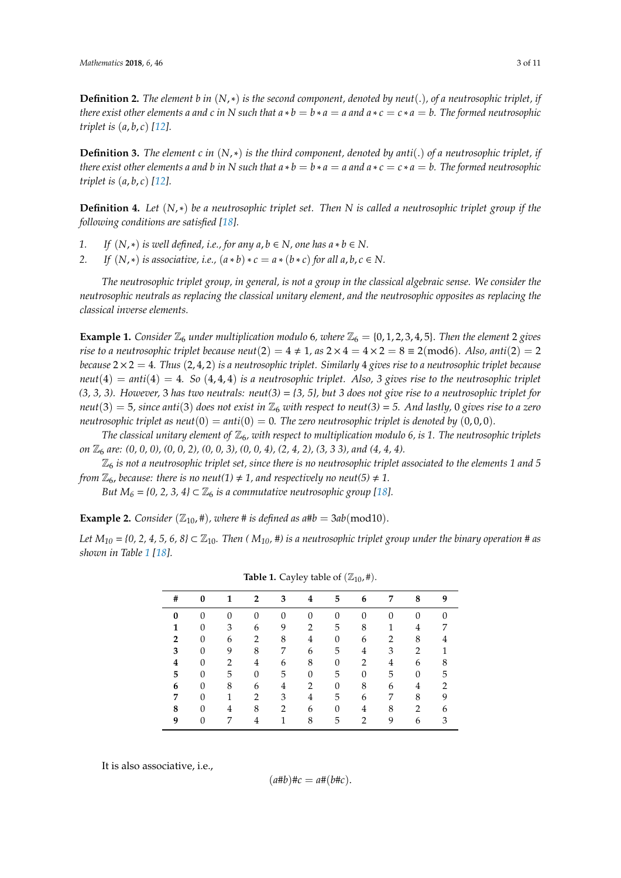**Definition 2.** *The element b in* $(N, *)$ *is the second component, denoted by* $neut(.)$*, of a neutrosophic triplet, if there exist other elements a and c in N such that* $a * b = b * a = a$ *and* $a * c = c * a = b$*. The formed neutrosophic triplet is* $(a, b, c)$ *[12].*

**Definition 3.** *The element c in* $(N, *)$ *is the third component, denoted by* $anti(.)$ *of a neutrosophic triplet, if there exist other elements a and b in N such that* $a * b = b * a = a$ *and* $a * c = c * a = b$*. The formed neutrosophic triplet is* $(a, b, c)$ *[12].*

**Definition 4.** *Let* $(N, *)$ *be a neutrosophic triplet set. Then N is called a neutrosophic triplet group if the following conditions are satisfied [18].*

1. *If* $(N, *)$ *is well defined, i.e., for any* $a, b \in N$*, one has* $a * b \in N$*.*
2. *If* $(N, *)$ *is associative, i.e.,* $(a * b) * c = a * (b * c)$ *for all* $a, b, c \in N$*.*

*The neutrosophic triplet group, in general, is not a group in the classical algebraic sense. We consider the neutrosophic neutrals as replacing the classical unitary element, and the neutrosophic opposites as replacing the classical inverse elements.*

**Example 1.** *Consider* $\mathbb{Z}_6$ *under multiplication modulo 6, where* $\mathbb{Z}_6 = \{0, 1, 2, 3, 4, 5\}$*. Then the element 2 gives rise to a neutrosophic triplet because* $neut(2) = 4 \neq 1$*, as* $2 \times 4 = 4 \times 2 = 8 \equiv 2(\text{mod}6)$*. Also,* $anti(2) = 2$ *because* $2 \times 2 = 4$*. Thus* $(2, 4, 2)$ *is a neutrosophic triplet. Similarly 4 gives rise to a neutrosophic triplet because* $neut(4) = anti(4) = 4$*. So* $(4, 4, 4)$ *is a neutrosophic triplet. Also, 3 gives rise to the neutrosophic triplet (3, 3, 3). However, 3 has two neutrals:* $neut(3) = \{3, 5\}$*, but 3 does not give rise to a neutrosophic triplet for* $neut(3) = 5$*, since* $anti(3)$ *does not exist in* $\mathbb{Z}_6$ *with respect to* $neut(3) = 5$*. And lastly, 0 gives rise to a zero neutrosophic triplet as* $neut(0) = anti(0) = 0$*. The zero neutrosophic triplet is denoted by* $(0, 0, 0)$*.*

*The classical unitary element of* $\mathbb{Z}_6$*, with respect to multiplication modulo 6, is 1. The neutrosophic triplets on* $\mathbb{Z}_6$ *are: (0, 0, 0), (0, 0, 2), (0, 0, 3), (0, 0, 4), (2, 4, 2), (3, 3 3), and (4, 4, 4).*

$\mathbb{Z}_6$ *is not a neutrosophic triplet set, since there is no neutrosophic triplet associated to the elements 1 and 5 from* $\mathbb{Z}_6$*, because: there is no* $neut(1) \neq 1$*, and respectively no* $neut(5) \neq 1$*.*

*But* $M_6 = \{0, 2, 3, 4\} \subset \mathbb{Z}_6$ *is a commutative neutrosophic group [18].*

**Example 2.** *Consider* $(\mathbb{Z}_{10}, \#)$*, where # is defined as* $a\#b = 3ab(\text{mod}10)$*.*

*Let* $M_{10} = \{0, 2, 4, 5, 6, 8\} \subset \mathbb{Z}_{10}$*. Then (* $M_{10}$*, #) is a neutrosophic triplet group under the binary operation # as shown in Table 1 [18].*

**Table 1.** Cayley table of $(\mathbb{Z}_{10}, \#)$.

| **#** | **0** | **1** | **2** | **3** | **4** | **5** | **6** | **7** | **8** | **9** |
|---|---|---|---|---|---|---|---|---|---|---|
| **0** | 0 | 0 | 0 | 0 | 0 | 0 | 0 | 0 | 0 | 0 |
| **1** | 0 | 3 | 6 | 9 | 2 | 5 | 8 | 1 | 4 | 7 |
| **2** | 0 | 6 | 2 | 8 | 4 | 0 | 6 | 2 | 8 | 4 |
| **3** | 0 | 9 | 8 | 7 | 6 | 5 | 4 | 3 | 2 | 1 |
| **4** | 0 | 2 | 4 | 6 | 8 | 0 | 2 | 4 | 6 | 8 |
| **5** | 0 | 5 | 0 | 5 | 0 | 5 | 0 | 5 | 0 | 5 |
| **6** | 0 | 8 | 6 | 4 | 2 | 0 | 8 | 6 | 4 | 2 |
| **7** | 0 | 1 | 2 | 3 | 4 | 5 | 6 | 7 | 8 | 9 |
| **8** | 0 | 4 | 8 | 2 | 6 | 0 | 4 | 8 | 2 | 6 |
| **9** | 0 | 7 | 4 | 1 | 8 | 5 | 2 | 9 | 6 | 3 |

It is also associative, i.e.,

$$(a\#b)\#c = a\#(b\#c).$$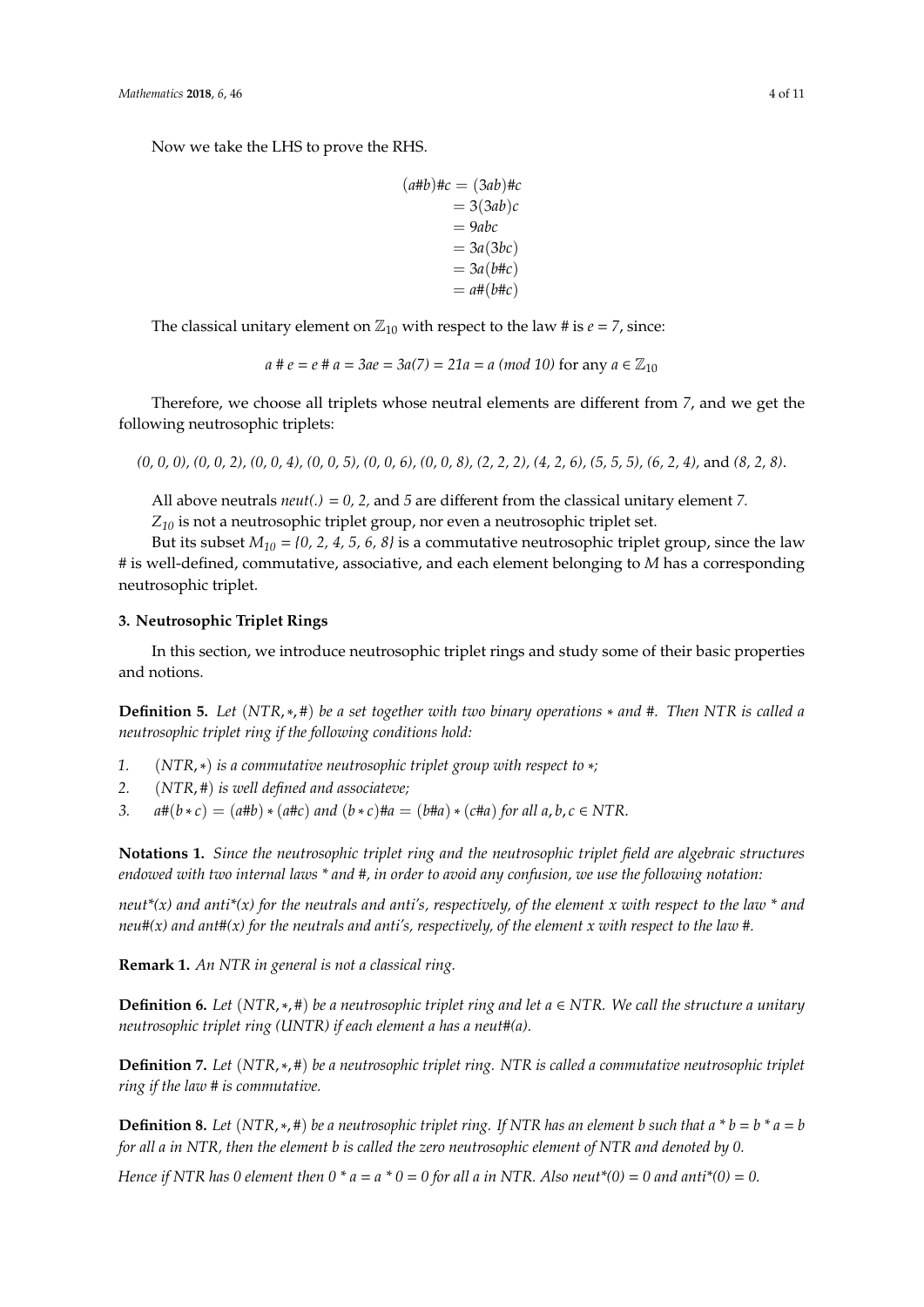Now we take the LHS to prove the RHS.

$$
\begin{aligned}
(a\#b)\#c &= (3ab)\#c \\
&= 3(3ab)c \\
&= 9abc \\
&= 3a(3bc) \\
&= 3a(b\#c) \\
&= a\#(b\#c)
\end{aligned}
$$

The classical unitary element on $\mathbb{Z}_{10}$ with respect to the law # is $e = 7$, since:

$$a \# e = e \# a = 3ae = 3a(7) = 21a = a \ (mod\ 10) \text{ for any } a \in \mathbb{Z}_{10}$$

Therefore, we choose all triplets whose neutral elements are different from $7$, and we get the following neutrosophic triplets:

*(0, 0, 0), (0, 0, 2), (0, 0, 4), (0, 0, 5), (0, 0, 6), (0, 0, 8), (2, 2, 2), (4, 2, 6), (5, 5, 5), (6, 2, 4),* and *(8, 2, 8)*.

All above neutrals *neut(.) = 0, 2,* and *5* are different from the classical unitary element *7*.

$Z_{10}$ is not a neutrosophic triplet group, nor even a neutrosophic triplet set.

But its subset $M_{10} = \{0, 2, 4, 5, 6, 8\}$ is a commutative neutrosophic triplet group, since the law # is well-defined, commutative, associative, and each element belonging to $M$ has a corresponding neutrosophic triplet.

### 3. Neutrosophic Triplet Rings

In this section, we introduce neutrosophic triplet rings and study some of their basic properties and notions.

**Definition 5.** *Let $(NTR, *, \#)$ be a set together with two binary operations $*$ and $\#$. Then NTR is called a neutrosophic triplet ring if the following conditions hold:*

1. *$(NTR, *)$ is a commutative neutrosophic triplet group with respect to $*$;*
2. *$(NTR, \#)$ is well defined and associateve;*
3. *$a\#(b * c) = (a\#b) * (a\#c)$ and $(b * c)\#a = (b\#a) * (c\#a)$ for all $a, b, c \in NTR$.*

**Notations 1.** *Since the neutrosophic triplet ring and the neutrosophic triplet field are algebraic structures endowed with two internal laws * and #, in order to avoid any confusion, we use the following notation:*

*neut*(x) and anti*(x) for the neutrals and anti's, respectively, of the element x with respect to the law * and neu#(x) and ant#(x) for the neutrals and anti's, respectively, of the element x with respect to the law #.*

**Remark 1.** *An NTR in general is not a classical ring.*

**Definition 6.** *Let $(NTR, *, \#)$ be a neutrosophic triplet ring and let $a \in NTR$. We call the structure a unitary neutrosophic triplet ring (UNTR) if each element a has a neut#(a).*

**Definition 7.** *Let $(NTR, *, \#)$ be a neutrosophic triplet ring. NTR is called a commutative neutrosophic triplet ring if the law # is commutative.*

**Definition 8.** *Let $(NTR, *, \#)$ be a neutrosophic triplet ring. If NTR has an element b such that a * b = b * a = b for all a in NTR, then the element b is called the zero neutrosophic element of NTR and denoted by 0.*

*Hence if NTR has 0 element then 0 * a = a * 0 = 0 for all a in NTR. Also neut*(0) = 0 and anti*(0) = 0.*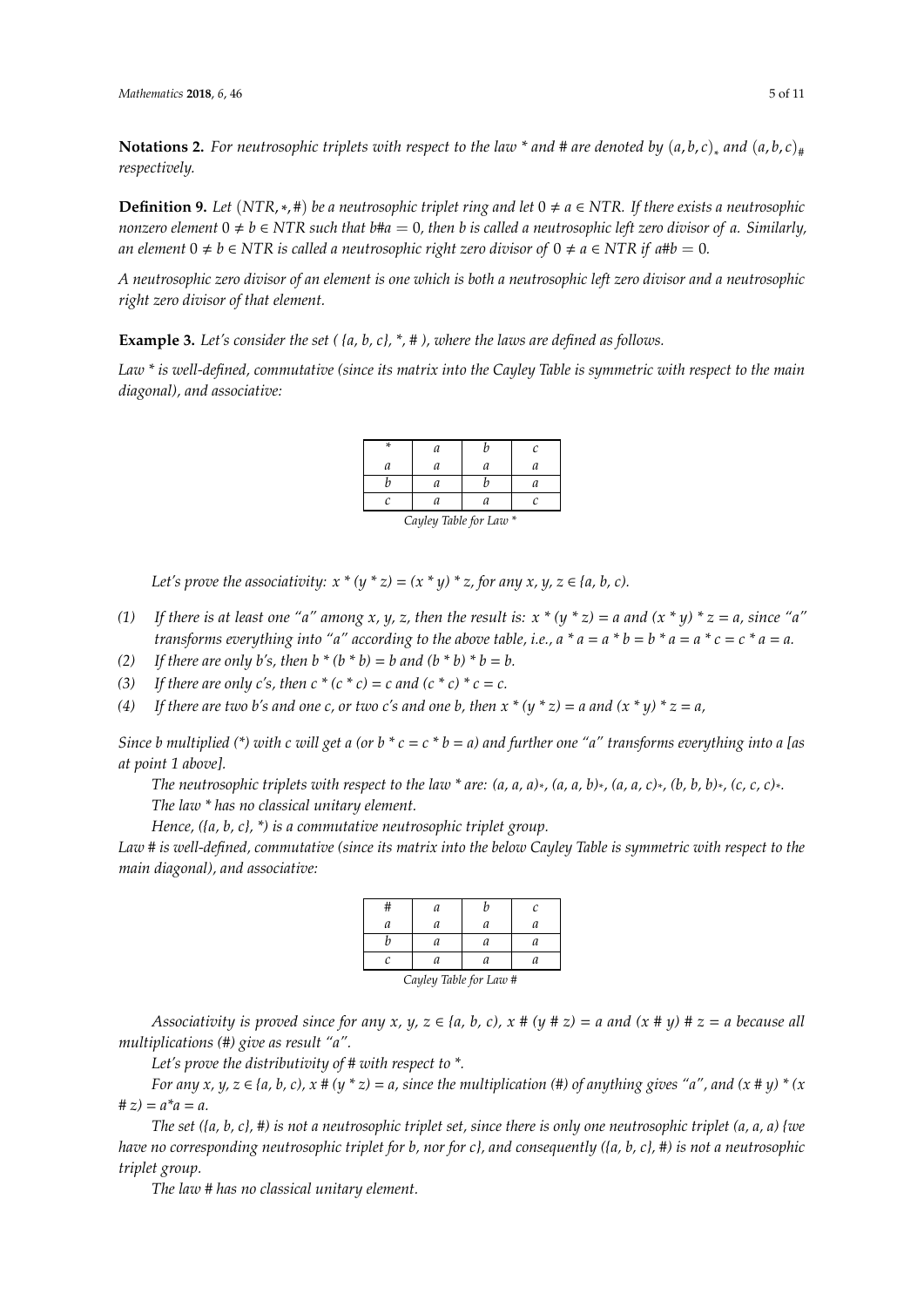**Notations 2.** *For neutrosophic triplets with respect to the law \* and # are denoted by $(a, b, c)_*$ and $(a, b, c)_\#$ respectively.*

**Definition 9.** *Let $(NTR, *, \#)$ be a neutrosophic triplet ring and let $0 \neq a \in NTR$. If there exists a neutrosophic nonzero element $0 \neq b \in NTR$ such that $b\#a = 0$, then b is called a neutrosophic left zero divisor of a. Similarly, an element $0 \neq b \in NTR$ is called a neutrosophic right zero divisor of $0 \neq a \in NTR$ if $a\#b = 0$.*

*A neutrosophic zero divisor of an element is one which is both a neutrosophic left zero divisor and a neutrosophic right zero divisor of that element.*

**Example 3.** *Let's consider the set ( {a, b, c}, \*, # ), where the laws are defined as follows.*

*Law \* is well-defined, commutative (since its matrix into the Cayley Table is symmetric with respect to the main diagonal), and associative:*

| * | a | b | c |
|---|---|---|---|
| a | a | a | a |
| b | a | b | a |
| c | a | a | c |

*Cayley Table for Law \**

*Let's prove the associativity: x \* (y \* z) = (x \* y) \* z, for any x, y, z ∈ {a, b, c).*

1. *If there is at least one "a" among x, y, z, then the result is: x \* (y \* z) = a and (x \* y) \* z = a, since "a" transforms everything into "a" according to the above table, i.e., a \* a = a \* b = b \* a = a \* c = c \* a = a.*
2. *If there are only b's, then b \* (b \* b) = b and (b \* b) \* b = b.*
3. *If there are only c's, then c \* (c \* c) = c and (c \* c) \* c = c.*
4. *If there are two b's and one c, or two c's and one b, then x \* (y \* z) = a and (x \* y) \* z = a,*

*Since b multiplied (\*) with c will get a (or b \* c = c \* b = a) and further one "a" transforms everything into a [as at point 1 above].*

*The neutrosophic triplets with respect to the law \* are: $(a, a, a)_*$, $(a, a, b)_*$, $(a, a, c)_*$, $(b, b, b)_*$, $(c, c, c)_*$.*

*The law \* has no classical unitary element.*

*Hence, ({a, b, c}, \*) is a commutative neutrosophic triplet group.*

*Law # is well-defined, commutative (since its matrix into the below Cayley Table is symmetric with respect to the main diagonal), and associative:*

| # | a | b | c |
|---|---|---|---|
| a | a | a | a |
| b | a | a | a |
| c | a | a | a |

*Cayley Table for Law #*

*Associativity is proved since for any x, y, z ∈ {a, b, c), x # (y # z) = a and (x # y) # z = a because all multiplications (#) give as result "a".*

*Let's prove the distributivity of # with respect to \*.*

*For any x, y, z ∈ {a, b, c), x # (y \* z) = a, since the multiplication (#) of anything gives "a", and (x # y) \* (x # z) = a\*a = a.*

*The set ({a, b, c}, #) is not a neutrosophic triplet set, since there is only one neutrosophic triplet (a, a, a) {we have no corresponding neutrosophic triplet for b, nor for c}, and consequently ({a, b, c}, #) is not a neutrosophic triplet group.*

*The law # has no classical unitary element.*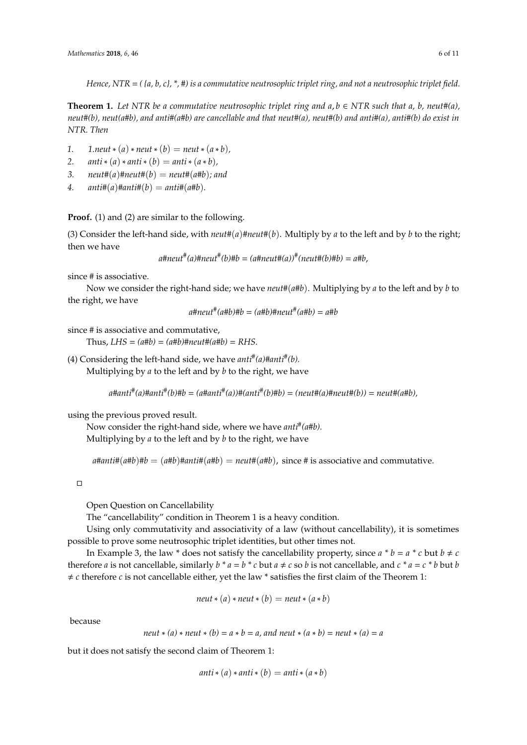*Hence, NTR = ( {a, b, c}, \*, #) is a commutative neutrosophic triplet ring, and not a neutrosophic triplet field.*

**Theorem 1.** *Let NTR be a commutative neutrosophic triplet ring and* $a, b \in NTR$ *such that a, b, neut#(a), neut#(b), neut(a#b), and anti#(a#b) are cancellable and that neut#(a), neut#(b) and anti#(a), anti#(b) do exist in NTR. Then*

1. $1.neut * (a) * neut * (b) = neut * (a * b)$,
2. $anti * (a) * anti * (b) = anti * (a * b)$,
3. $neut\#(a)\#neut\#(b) = neut\#(a\#b)$; *and*
4. $anti\#(a)\#anti\#(b) = anti\#(a\#b)$.

**Proof.** (1) and (2) are similar to the following.

(3) Consider the left-hand side, with $neut\#(a)\#neut\#(b)$. Multiply by *a* to the left and by *b* to the right; then we have

$$a\#neut^{\#}(a)\#neut^{\#}(b)\#b = (a\#neut\#(a))^{\#}(neut\#(b)\#b) = a\#b,$$

since # is associative.

Now we consider the right-hand side; we have $neut\#(a\#b)$. Multiplying by *a* to the left and by *b* to the right, we have

$$a\#neut^{\#}(a\#b)\#b = (a\#b)\#neut^{\#}(a\#b) = a\#b$$

since # is associative and commutative,

Thus, $LHS = (a\#b) = (a\#b)\#neut\#(a\#b) = RHS$.

(4) Considering the left-hand side, we have $anti^{\#}(a)\#anti^{\#}(b)$.

Multiplying by *a* to the left and by *b* to the right, we have

$$a\#anti^{\#}(a)\#anti^{\#}(b)\#b = (a\#anti^{\#}(a))\#(anti^{\#}(b)\#b) = (neut\#(a)\#neut\#(b)) = neut\#(a\#b),$$

using the previous proved result.

Now consider the right-hand side, where we have $anti^{\#}(a\#b)$.

Multiplying by *a* to the left and by *b* to the right, we have

$a\#anti\#(a\#b)\#b = (a\#b)\#anti\#(a\#b) = neut\#(a\#b)$, since # is associative and commutative.

□

Open Question on Cancellability

The "cancellability" condition in Theorem 1 is a heavy condition.

Using only commutativity and associativity of a law (without cancellability), it is sometimes possible to prove some neutrosophic triplet identities, but other times not.

In Example 3, the law \* does not satisfy the cancellability property, since $a * b = a * c$ but $b \neq c$ therefore *a* is not cancellable, similarly $b * a = b * c$ but $a \neq c$ so *b* is not cancellable, and $c * a = c * b$ but $b \neq c$ therefore *c* is not cancellable either, yet the law \* satisfies the first claim of the Theorem 1:

$$neut * (a) * neut * (b) = neut * (a * b)$$

because

$$neut * (a) * neut * (b) = a * b = a, \text{ and } neut * (a * b) = neut * (a) = a$$

but it does not satisfy the second claim of Theorem 1:

$$anti * (a) * anti * (b) = anti * (a * b)$$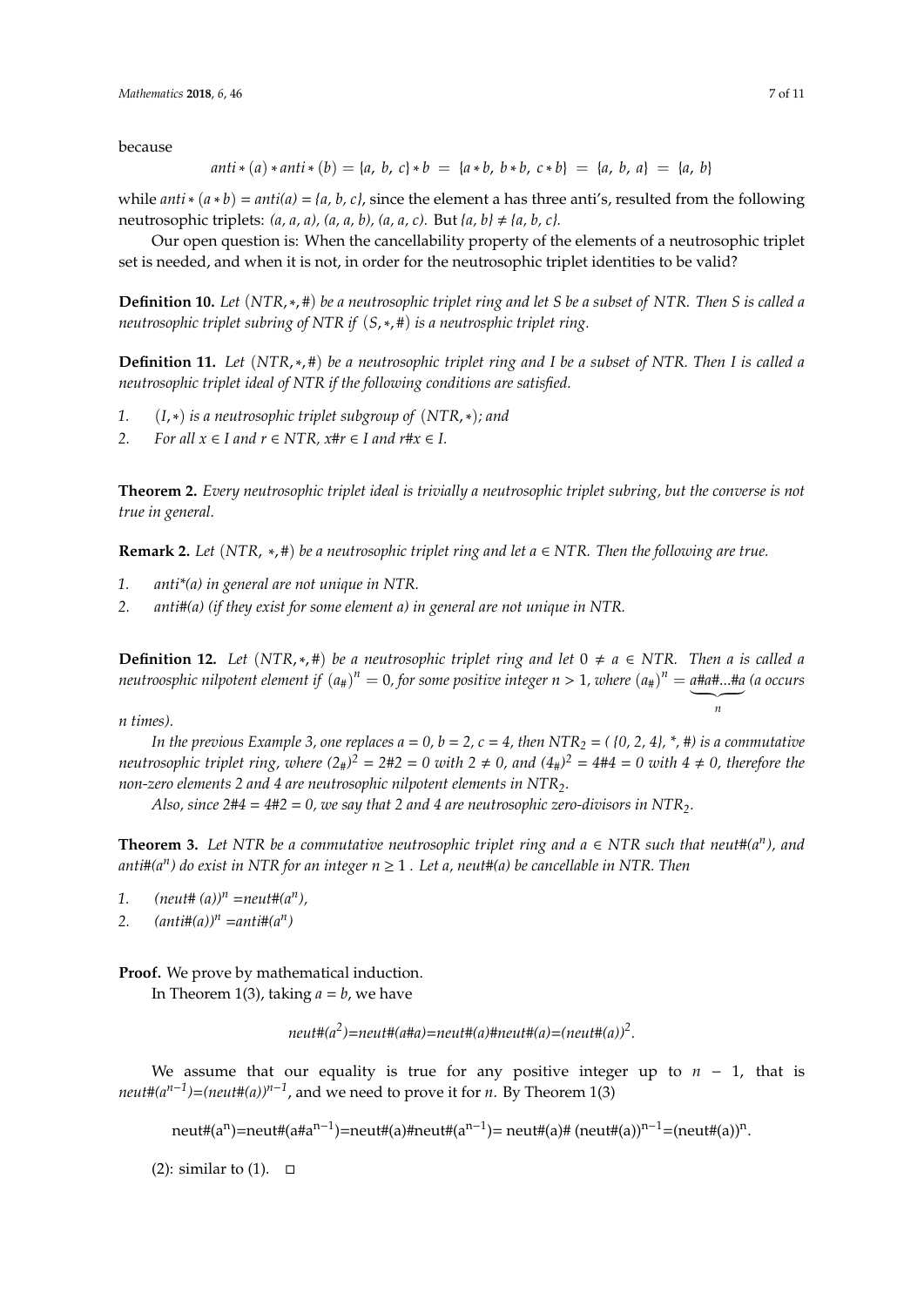because

$$anti*(a)*anti*(b) = \{a,\ b,\ c\}*b\ =\ \{a*b,\ b*b,\ c*b\}\ =\ \{a,\ b,\ a\}\ =\ \{a,\ b\}$$

while $anti*(a*b) = anti(a) = \{a, b, c\}$, since the element a has three anti's, resulted from the following neutrosophic triplets: *(a, a, a), (a, a, b), (a, a, c)*. But $\{a, b\} \neq \{a, b, c\}$.

Our open question is: When the cancellability property of the elements of a neutrosophic triplet set is needed, and when it is not, in order for the neutrosophic triplet identities to be valid?

**Definition 10.** *Let $(NTR, *, \#)$ be a neutrosophic triplet ring and let S be a subset of NTR. Then S is called a neutrosophic triplet subring of NTR if $(S, *, \#)$ is a neutrosphic triplet ring.*

**Definition 11.** *Let $(NTR, *, \#)$ be a neutrosophic triplet ring and I be a subset of NTR. Then I is called a neutrosophic triplet ideal of NTR if the following conditions are satisfied.*

1. *$(I, *)$ is a neutrosophic triplet subgroup of $(NTR, *)$; and*
2. *For all $x \in I$ and $r \in NTR$, $x\#r \in I$ and $r\#x \in I$.*

**Theorem 2.** *Every neutrosophic triplet ideal is trivially a neutrosophic triplet subring, but the converse is not true in general.*

**Remark 2.** *Let $(NTR, *, \#)$ be a neutrosophic triplet ring and let $a \in NTR$. Then the following are true.*

1. *anti\*(a) in general are not unique in NTR.*
2. *anti#(a) (if they exist for some element a) in general are not unique in NTR.*

**Definition 12.** *Let $(NTR, *, \#)$ be a neutrosophic triplet ring and let $0 \neq a \in NTR$. Then a is called a neutroosphic nilpotent element if $(a_\#)^n = 0$, for some positive integer $n > 1$, where $(a_\#)^n = \underbrace{a\#a\#...\#a}_{n}$ (a occurs n times).*

*In the previous Example 3, one replaces $a = 0$, $b = 2$, $c = 4$, then $NTR_2 = (\{0, 2, 4\}, *, \#)$ is a commutative neutrosophic triplet ring, where $(2_\#)^2 = 2\#2 = 0$ with $2 \neq 0$, and $(4_\#)^2 = 4\#4 = 0$ with $4 \neq 0$, therefore the non-zero elements 2 and 4 are neutrosophic nilpotent elements in $NTR_2$.*

*Also, since $2\#4 = 4\#2 = 0$, we say that 2 and 4 are neutrosophic zero-divisors in $NTR_2$.*

**Theorem 3.** *Let NTR be a commutative neutrosophic triplet ring and $a \in NTR$ such that $neut\#(a^n)$, and $anti\#(a^n)$ do exist in NTR for an integer $n \geq 1$. Let a, neut#(a) be cancellable in NTR. Then*

1. *$(neut\#(a))^n = neut\#(a^n)$,*
2. *$(anti\#(a))^n = anti\#(a^n)$*

**Proof.** We prove by mathematical induction.

In Theorem 1(3), taking $a = b$, we have

$$neut\#(a^2) = neut\#(a\#a) = neut\#(a)\#neut\#(a) = (neut\#(a))^2.$$

We assume that our equality is true for any positive integer up to $n - 1$, that is $neut\#(a^{n-1}) = (neut\#(a))^{n-1}$, and we need to prove it for $n$. By Theorem 1(3)

$$neut\#(a^n) = neut\#(a\#a^{n-1}) = neut\#(a)\#neut\#(a^{n-1}) = neut\#(a)\#\,(neut\#(a))^{n-1} = (neut\#(a))^n.$$

(2): similar to (1). □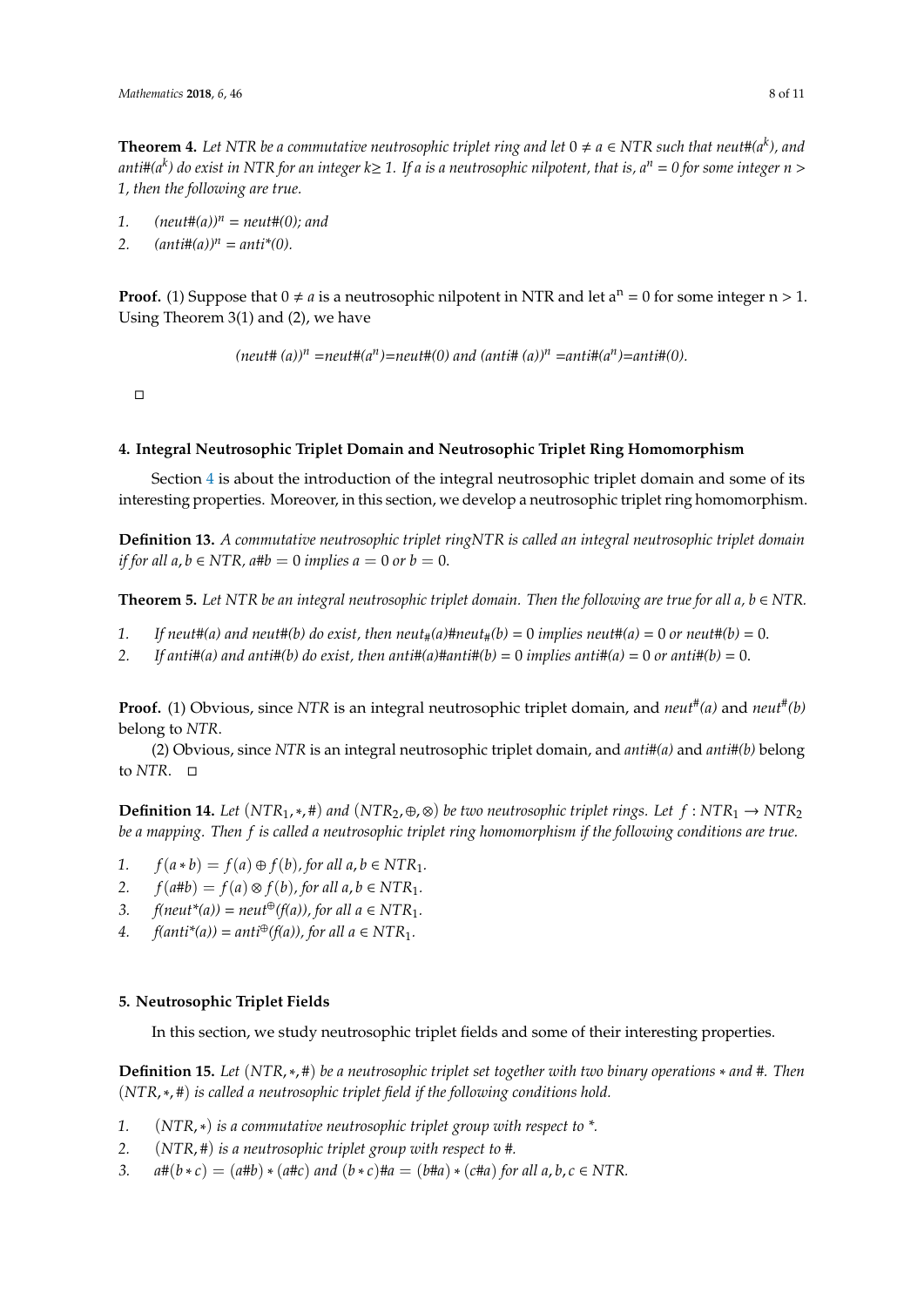**Theorem 4.** *Let NTR be a commutative neutrosophic triplet ring and let* $0 \neq a \in NTR$ *such that neut#(*$a^k$*), and anti#(*$a^k$*) do exist in NTR for an integer* $k \geq 1$*. If a is a neutrosophic nilpotent, that is,* $a^n = 0$ *for some integer* $n > 1$*, then the following are true.*

1. *(neut#(a))*$^n$ *= neut#(0); and*
2. *(anti#(a))*$^n$ *= anti\*(0).*

**Proof.** (1) Suppose that $0 \neq a$ is a neutrosophic nilpotent in NTR and let $a^n = 0$ for some integer $n > 1$. Using Theorem 3(1) and (2), we have

*(neut# (a))*$^n$ *=neut#(*$a^n$*)=neut#(0) and (anti# (a))*$^n$ *=anti#(*$a^n$*)=anti#(0).*

□

## 4. Integral Neutrosophic Triplet Domain and Neutrosophic Triplet Ring Homomorphism

Section 4 is about the introduction of the integral neutrosophic triplet domain and some of its interesting properties. Moreover, in this section, we develop a neutrosophic triplet ring homomorphism.

**Definition 13.** *A commutative neutrosophic triplet ringNTR is called an integral neutrosophic triplet domain if for all* $a, b \in NTR$*, a#b* $= 0$ *implies* $a = 0$ *or* $b = 0$*.*

**Theorem 5.** *Let NTR be an integral neutrosophic triplet domain. Then the following are true for all* $a, b \in NTR$*.*

1. *If neut#(a) and neut#(b) do exist, then* $neut_{\#}(a)\#neut_{\#}(b) = 0$ *implies neut#(a) = 0 or neut#(b) = 0.*
2. *If anti#(a) and anti#(b) do exist, then anti#(a)#anti#(b) = 0 implies anti#(a) = 0 or anti#(b) = 0.*

**Proof.** (1) Obvious, since *NTR* is an integral neutrosophic triplet domain, and *neut*$^{\#}$*(a)* and *neut*$^{\#}$*(b)* belong to *NTR*.

(2) Obvious, since *NTR* is an integral neutrosophic triplet domain, and *anti#(a)* and *anti#(b)* belong to *NTR*. □

**Definition 14.** *Let* $(NTR_1, *, \#)$ *and* $(NTR_2, \oplus, \otimes)$ *be two neutrosophic triplet rings. Let* $f : NTR_1 \rightarrow NTR_2$ *be a mapping. Then f is called a neutrosophic triplet ring homomorphism if the following conditions are true.*

1. $f(a * b) = f(a) \oplus f(b)$*, for all* $a, b \in NTR_1$*.*
2. $f(a\#b) = f(a) \otimes f(b)$*, for all* $a, b \in NTR_1$*.*
3. *f(neut\*(a)) = neut*$^{\oplus}$*(f(a)), for all* $a \in NTR_1$*.*
4. *f(anti\*(a)) = anti*$^{\oplus}$*(f(a)), for all* $a \in NTR_1$*.*

## 5. Neutrosophic Triplet Fields

In this section, we study neutrosophic triplet fields and some of their interesting properties.

**Definition 15.** *Let* $(NTR, *, \#)$ *be a neutrosophic triplet set together with two binary operations \* and #. Then* $(NTR, *, \#)$ *is called a neutrosophic triplet field if the following conditions hold.*

1. $(NTR, *)$ *is a commutative neutrosophic triplet group with respect to \*.*
2. $(NTR, \#)$ *is a neutrosophic triplet group with respect to #.*
3. $a\#(b * c) = (a\#b) * (a\#c)$ *and* $(b * c)\#a = (b\#a) * (c\#a)$ *for all* $a, b, c \in NTR$*.*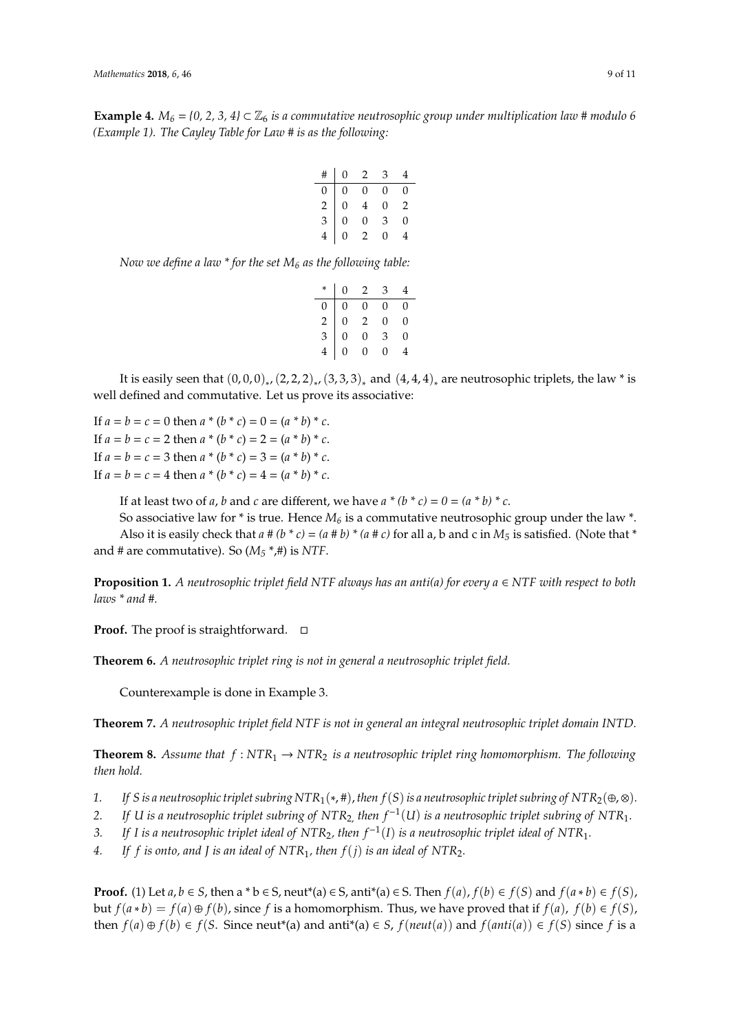**Example 4.** *$M_6$ = {0, 2, 3, 4} ⊂ $\mathbb{Z}_6$ is a commutative neutrosophic group under multiplication law # modulo 6 (Example 1). The Cayley Table for Law # is as the following:*

| # | 0 | 2 | 3 | 4 |
|---|---|---|---|---|
| 0 | 0 | 0 | 0 | 0 |
| 2 | 0 | 4 | 0 | 2 |
| 3 | 0 | 0 | 3 | 0 |
| 4 | 0 | 2 | 0 | 4 |

*Now we define a law * for the set $M_6$ as the following table:*

| * | 0 | 2 | 3 | 4 |
|---|---|---|---|---|
| 0 | 0 | 0 | 0 | 0 |
| 2 | 0 | 2 | 0 | 0 |
| 3 | 0 | 0 | 3 | 0 |
| 4 | 0 | 0 | 0 | 4 |

It is easily seen that $(0,0,0)_*, (2,2,2)_*, (3,3,3)_*$ and $(4,4,4)_*$ are neutrosophic triplets, the law * is well defined and commutative. Let us prove its associative:

If $a = b = c = 0$ then $a * (b * c) = 0 = (a * b) * c$.
If $a = b = c = 2$ then $a * (b * c) = 2 = (a * b) * c$.
If $a = b = c = 3$ then $a * (b * c) = 3 = (a * b) * c$.
If $a = b = c = 4$ then $a * (b * c) = 4 = (a * b) * c$.

If at least two of *a*, *b* and *c* are different, we have *a * (b * c) = 0 = (a * b) * c*.

So associative law for * is true. Hence $M_6$ is a commutative neutrosophic group under the law *.

Also it is easily check that *a # (b * c) = (a # b) * (a # c)* for all a, b and c in $M_5$ is satisfied. (Note that * and # are commutative). So ($M_5$ *,#) is *NTF*.

**Proposition 1.** *A neutrosophic triplet field NTF always has an anti(a) for every a ∈ NTF with respect to both laws * and #.*

**Proof.** The proof is straightforward. □

**Theorem 6.** *A neutrosophic triplet ring is not in general a neutrosophic triplet field.*

Counterexample is done in Example 3.

**Theorem 7.** *A neutrosophic triplet field NTF is not in general an integral neutrosophic triplet domain INTD.*

**Theorem 8.** *Assume that $f : NTR_1 \to NTR_2$ is a neutrosophic triplet ring homomorphism. The following then hold.*

1. *If S is a neutrosophic triplet subring $NTR_1(*, \#)$, then $f(S)$ is a neutrosophic triplet subring of $NTR_2(\oplus, \otimes)$.*
2. *If U is a neutrosophic triplet subring of $NTR_2$, then $f^{-1}(U)$ is a neutrosophic triplet subring of $NTR_1$.*
3. *If I is a neutrosophic triplet ideal of $NTR_2$, then $f^{-1}(I)$ is a neutrosophic triplet ideal of $NTR_1$.*
4. *If f is onto, and J is an ideal of $NTR_1$, then $f(j)$ is an ideal of $NTR_2$.*

**Proof.** (1) Let $a, b \in S$, then a * b ∈ S, neut*(a) ∈ S, anti*(a) ∈ S. Then $f(a), f(b) \in f(S)$ and $f(a * b) \in f(S)$, but $f(a * b) = f(a) \oplus f(b)$, since $f$ is a homomorphism. Thus, we have proved that if $f(a),\ f(b) \in f(S)$, then $f(a) \oplus f(b) \in f(S$. Since neut*(a) and anti*(a) ∈ *S*, $f(neut(a))$ and $f(anti(a)) \in f(S)$ since $f$ is a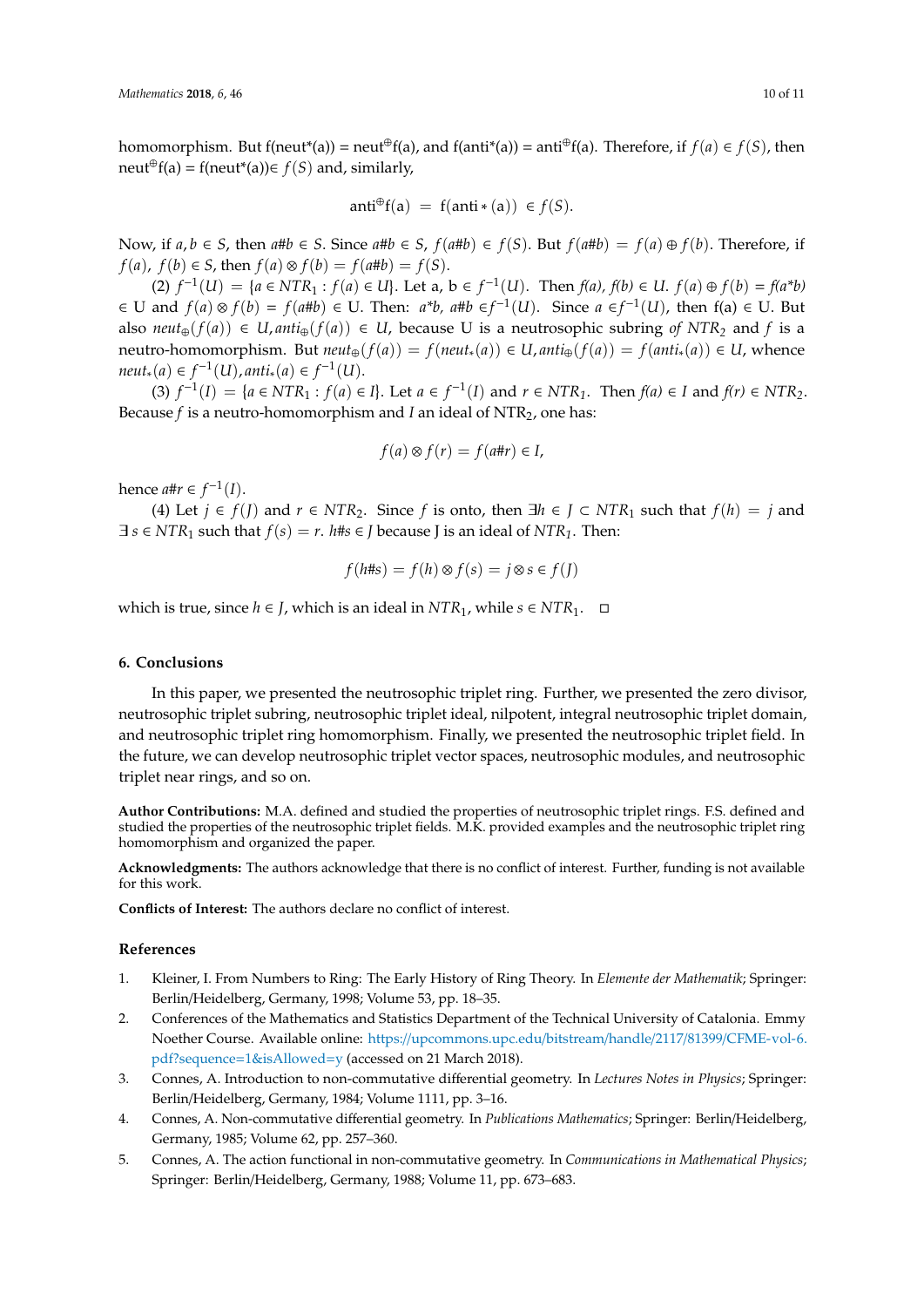homomorphism. But f(neut*(a)) = neut$^{\oplus}$f(a), and f(anti*(a)) = anti$^{\oplus}$f(a). Therefore, if $f(a) \in f(S)$, then neut$^{\oplus}$f(a) = f(neut*(a))$\in f(S)$ and, similarly,

$$\text{anti}^{\oplus}\text{f(a)} = \text{f(anti} * \text{(a))} \in f(S).$$

Now, if $a, b \in S$, then $a\#b \in S$. Since $a\#b \in S$, $f(a\#b) \in f(S)$. But $f(a\#b) = f(a) \oplus f(b)$. Therefore, if $f(a)$, $f(b) \in S$, then $f(a) \otimes f(b) = f(a\#b) = f(S)$.

(2) $f^{-1}(U) = \{a \in NTR_1 : f(a) \in U\}$. Let a, b $\in f^{-1}(U)$. Then $f(a)$, $f(b) \in U$. $f(a) \oplus f(b) = f(a*b)$ $\in$ U and $f(a) \otimes f(b) = f(a\#b) \in$ U. Then: $a*b$, $a\#b \in f^{-1}(U)$. Since $a \in f^{-1}(U)$, then f(a) $\in$ U. But also $neut_{\oplus}(f(a)) \in U, anti_{\oplus}(f(a)) \in U$, because U is a neutrosophic subring *of* $NTR_2$ and $f$ is a neutro-homomorphism. But $neut_{\oplus}(f(a)) = f(neut_{*}(a)) \in U, anti_{\oplus}(f(a)) = f(anti_{*}(a)) \in U$, whence $neut_{*}(a) \in f^{-1}(U), anti_{*}(a) \in f^{-1}(U)$.

(3) $f^{-1}(I) = \{a \in NTR_1 : f(a) \in I\}$. Let $a \in f^{-1}(I)$ and $r \in NTR_1$. Then $f(a) \in I$ and $f(r) \in NTR_2$. Because $f$ is a neutro-homomorphism and $I$ an ideal of $NTR_2$, one has:

$$f(a) \otimes f(r) = f(a\#r) \in I,$$

hence $a\#r \in f^{-1}(I)$.

(4) Let $j \in f(J)$ and $r \in NTR_2$. Since $f$ is onto, then $\exists h \in J \subset NTR_1$ such that $f(h) = j$ and $\exists\, s \in NTR_1$ such that $f(s) = r$. $h\#s \in J$ because J is an ideal of $NTR_1$. Then:

$$f(h\#s) = f(h) \otimes f(s) = j \otimes s \in f(J)$$

which is true, since $h \in J$, which is an ideal in $NTR_1$, while $s \in NTR_1$. □

## 6. Conclusions

In this paper, we presented the neutrosophic triplet ring. Further, we presented the zero divisor, neutrosophic triplet subring, neutrosophic triplet ideal, nilpotent, integral neutrosophic triplet domain, and neutrosophic triplet ring homomorphism. Finally, we presented the neutrosophic triplet field. In the future, we can develop neutrosophic triplet vector spaces, neutrosophic modules, and neutrosophic triplet near rings, and so on.

**Author Contributions:** M.A. defined and studied the properties of neutrosophic triplet rings. F.S. defined and studied the properties of the neutrosophic triplet fields. M.K. provided examples and the neutrosophic triplet ring homomorphism and organized the paper.

**Acknowledgments:** The authors acknowledge that there is no conflict of interest. Further, funding is not available for this work.

**Conflicts of Interest:** The authors declare no conflict of interest.

## References

1. Kleiner, I. From Numbers to Ring: The Early History of Ring Theory. In *Elemente der Mathematik*; Springer: Berlin/Heidelberg, Germany, 1998; Volume 53, pp. 18–35.
2. Conferences of the Mathematics and Statistics Department of the Technical University of Catalonia. Emmy Noether Course. Available online: https://upcommons.upc.edu/bitstream/handle/2117/81399/CFME-vol-6.pdf?sequence=1&isAllowed=y (accessed on 21 March 2018).
3. Connes, A. Introduction to non-commutative differential geometry. In *Lectures Notes in Physics*; Springer: Berlin/Heidelberg, Germany, 1984; Volume 1111, pp. 3–16.
4. Connes, A. Non-commutative differential geometry. In *Publications Mathematics*; Springer: Berlin/Heidelberg, Germany, 1985; Volume 62, pp. 257–360.
5. Connes, A. The action functional in non-commutative geometry. In *Communications in Mathematical Physics*; Springer: Berlin/Heidelberg, Germany, 1988; Volume 11, pp. 673–683.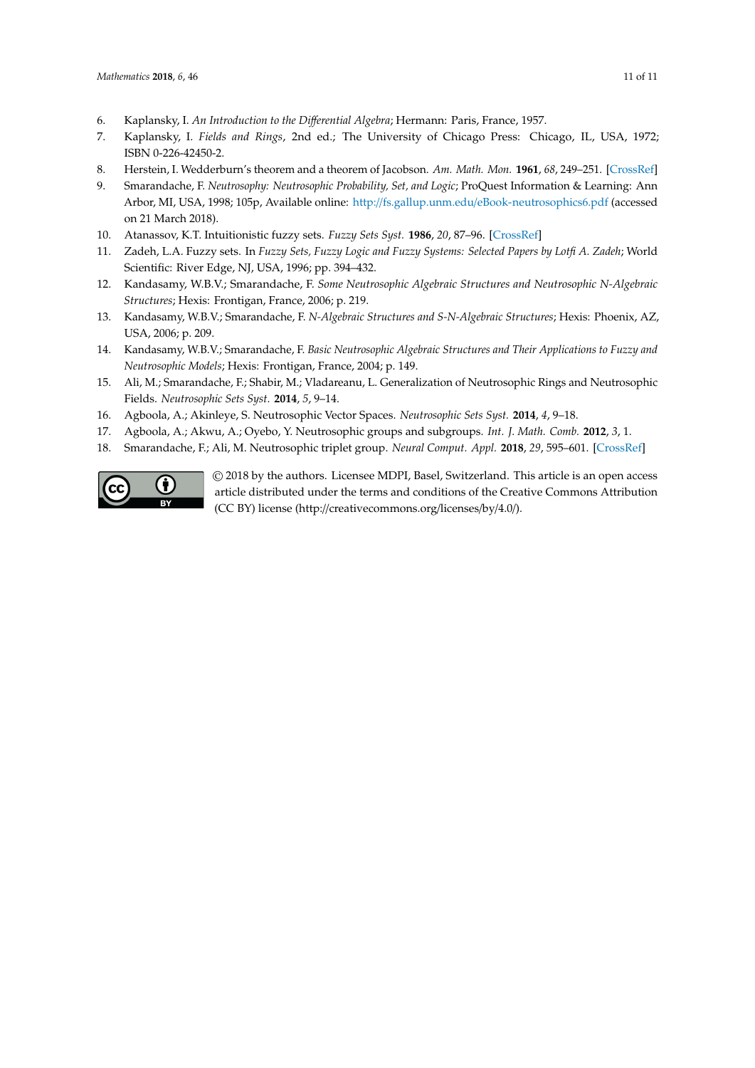6. Kaplansky, I. *An Introduction to the Differential Algebra*; Hermann: Paris, France, 1957.
7. Kaplansky, I. *Fields and Rings*, 2nd ed.; The University of Chicago Press: Chicago, IL, USA, 1972; ISBN 0-226-42450-2.
8. Herstein, I. Wedderburn's theorem and a theorem of Jacobson. *Am. Math. Mon.* **1961**, *68*, 249–251. [CrossRef]
9. Smarandache, F. *Neutrosophy: Neutrosophic Probability, Set, and Logic*; ProQuest Information & Learning: Ann Arbor, MI, USA, 1998; 105p, Available online: http://fs.gallup.unm.edu/eBook-neutrosophics6.pdf (accessed on 21 March 2018).
10. Atanassov, K.T. Intuitionistic fuzzy sets. *Fuzzy Sets Syst.* **1986**, *20*, 87–96. [CrossRef]
11. Zadeh, L.A. Fuzzy sets. In *Fuzzy Sets, Fuzzy Logic and Fuzzy Systems: Selected Papers by Lotfi A. Zadeh*; World Scientific: River Edge, NJ, USA, 1996; pp. 394–432.
12. Kandasamy, W.B.V.; Smarandache, F. *Some Neutrosophic Algebraic Structures and Neutrosophic N-Algebraic Structures*; Hexis: Frontigan, France, 2006; p. 219.
13. Kandasamy, W.B.V.; Smarandache, F. *N-Algebraic Structures and S-N-Algebraic Structures*; Hexis: Phoenix, AZ, USA, 2006; p. 209.
14. Kandasamy, W.B.V.; Smarandache, F. *Basic Neutrosophic Algebraic Structures and Their Applications to Fuzzy and Neutrosophic Models*; Hexis: Frontigan, France, 2004; p. 149.
15. Ali, M.; Smarandache, F.; Shabir, M.; Vladareanu, L. Generalization of Neutrosophic Rings and Neutrosophic Fields. *Neutrosophic Sets Syst.* **2014**, *5*, 9–14.
16. Agboola, A.; Akinleye, S. Neutrosophic Vector Spaces. *Neutrosophic Sets Syst.* **2014**, *4*, 9–18.
17. Agboola, A.; Akwu, A.; Oyebo, Y. Neutrosophic groups and subgroups. *Int. J. Math. Comb.* **2012**, *3*, 1.
18. Smarandache, F.; Ali, M. Neutrosophic triplet group. *Neural Comput. Appl.* **2018**, *29*, 595–601. [CrossRef]

© 2018 by the authors. Licensee MDPI, Basel, Switzerland. This article is an open access article distributed under the terms and conditions of the Creative Commons Attribution (CC BY) license (http://creativecommons.org/licenses/by/4.0/).